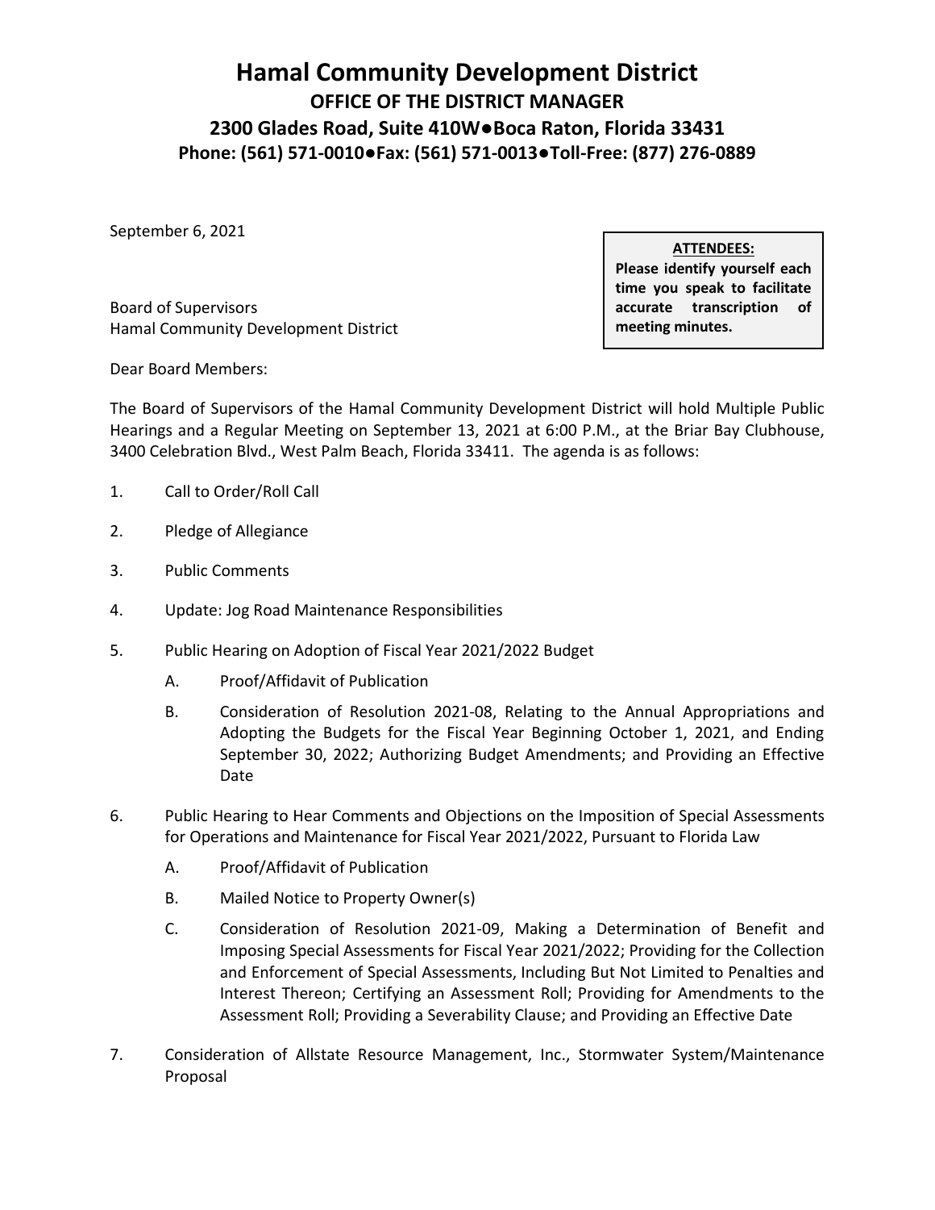# Hamal Community Development District

## OFFICE OF THE DISTRICT MANAGER

## 2300 Glades Road, Suite 410W●Boca Raton, Florida 33431

## Phone: (561) 571-0010●Fax: (561) 571-0013●Toll-Free: (877) 276-0889

September 6, 2021

**ATTENDEES:**
**Please identify yourself each time you speak to facilitate accurate transcription of meeting minutes.**

Board of Supervisors
Hamal Community Development District

Dear Board Members:

The Board of Supervisors of the Hamal Community Development District will hold Multiple Public Hearings and a Regular Meeting on September 13, 2021 at 6:00 P.M., at the Briar Bay Clubhouse, 3400 Celebration Blvd., West Palm Beach, Florida 33411. The agenda is as follows:

1. Call to Order/Roll Call
2. Pledge of Allegiance
3. Public Comments
4. Update: Jog Road Maintenance Responsibilities
5. Public Hearing on Adoption of Fiscal Year 2021/2022 Budget
   - A. Proof/Affidavit of Publication
   - B. Consideration of Resolution 2021-08, Relating to the Annual Appropriations and Adopting the Budgets for the Fiscal Year Beginning October 1, 2021, and Ending September 30, 2022; Authorizing Budget Amendments; and Providing an Effective Date
6. Public Hearing to Hear Comments and Objections on the Imposition of Special Assessments for Operations and Maintenance for Fiscal Year 2021/2022, Pursuant to Florida Law
   - A. Proof/Affidavit of Publication
   - B. Mailed Notice to Property Owner(s)
   - C. Consideration of Resolution 2021-09, Making a Determination of Benefit and Imposing Special Assessments for Fiscal Year 2021/2022; Providing for the Collection and Enforcement of Special Assessments, Including But Not Limited to Penalties and Interest Thereon; Certifying an Assessment Roll; Providing for Amendments to the Assessment Roll; Providing a Severability Clause; and Providing an Effective Date
7. Consideration of Allstate Resource Management, Inc., Stormwater System/Maintenance Proposal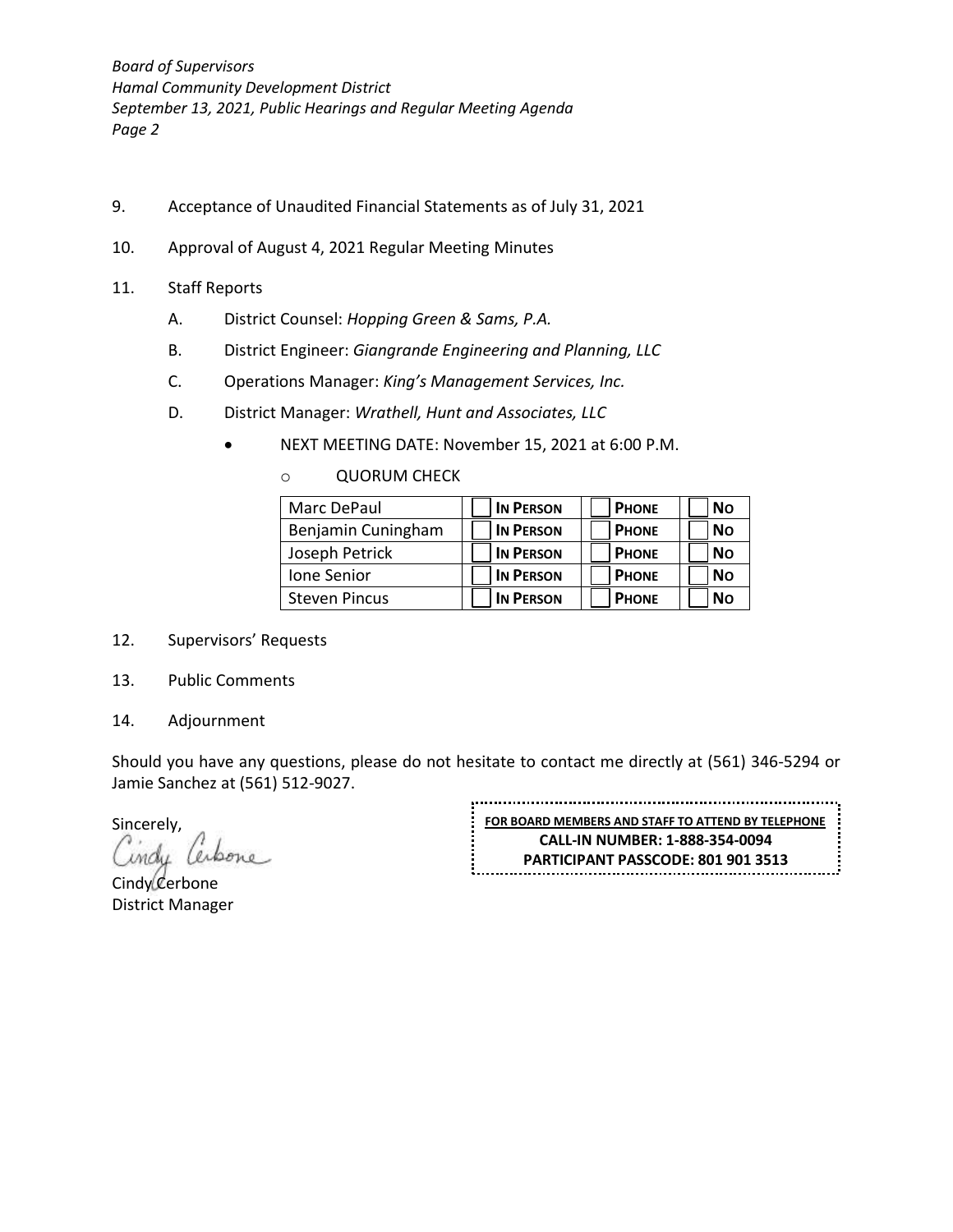9. Acceptance of Unaudited Financial Statements as of July 31, 2021

10. Approval of August 4, 2021 Regular Meeting Minutes

11. Staff Reports

    A. District Counsel: *Hopping Green & Sams, P.A.*

    B. District Engineer: *Giangrande Engineering and Planning, LLC*

    C. Operations Manager: *King's Management Services, Inc.*

    D. District Manager: *Wrathell, Hunt and Associates, LLC*

    - NEXT MEETING DATE: November 15, 2021 at 6:00 P.M.

        - QUORUM CHECK

| | | | |
|---|---|---|---|
| Marc DePaul | ☐ **IN PERSON** | ☐ **PHONE** | ☐ **NO** |
| Benjamin Cuningham | ☐ **IN PERSON** | ☐ **PHONE** | ☐ **NO** |
| Joseph Petrick | ☐ **IN PERSON** | ☐ **PHONE** | ☐ **NO** |
| Ione Senior | ☐ **IN PERSON** | ☐ **PHONE** | ☐ **NO** |
| Steven Pincus | ☐ **IN PERSON** | ☐ **PHONE** | ☐ **NO** |

12. Supervisors' Requests

13. Public Comments

14. Adjournment

Should you have any questions, please do not hesitate to contact me directly at (561) 346-5294 or Jamie Sanchez at (561) 512-9027.

Sincerely,

*Cindy Cerbone*

Cindy Cerbone
District Manager

**FOR BOARD MEMBERS AND STAFF TO ATTEND BY TELEPHONE**
**CALL-IN NUMBER: 1-888-354-0094**
**PARTICIPANT PASSCODE: 801 901 3513**